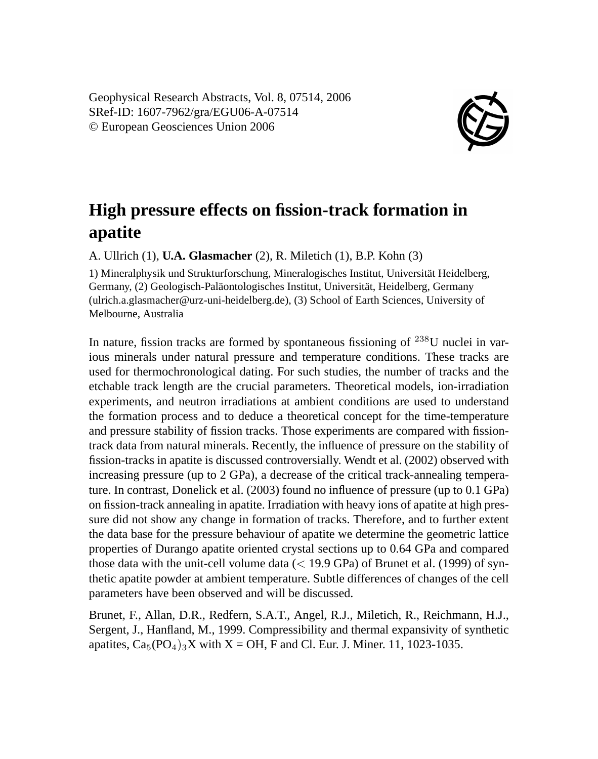Geophysical Research Abstracts, Vol. 8, 07514, 2006
SRef-ID: 1607-7962/gra/EGU06-A-07514
© European Geosciences Union 2006

# High pressure effects on fission-track formation in apatite

A. Ullrich (1), **U.A. Glasmacher** (2), R. Miletich (1), B.P. Kohn (3)

1) Mineralphysik und Strukturforschung, Mineralogisches Institut, Universität Heidelberg, Germany, (2) Geologisch-Paläontologisches Institut, Universität, Heidelberg, Germany (ulrich.a.glasmacher@urz-uni-heidelberg.de), (3) School of Earth Sciences, University of Melbourne, Australia

In nature, fission tracks are formed by spontaneous fissioning of $^{238}$U nuclei in various minerals under natural pressure and temperature conditions. These tracks are used for thermochronological dating. For such studies, the number of tracks and the etchable track length are the crucial parameters. Theoretical models, ion-irradiation experiments, and neutron irradiations at ambient conditions are used to understand the formation process and to deduce a theoretical concept for the time-temperature and pressure stability of fission tracks. Those experiments are compared with fission-track data from natural minerals. Recently, the influence of pressure on the stability of fission-tracks in apatite is discussed controversially. Wendt et al. (2002) observed with increasing pressure (up to 2 GPa), a decrease of the critical track-annealing temperature. In contrast, Donelick et al. (2003) found no influence of pressure (up to 0.1 GPa) on fission-track annealing in apatite. Irradiation with heavy ions of apatite at high pressure did not show any change in formation of tracks. Therefore, and to further extent the data base for the pressure behaviour of apatite we determine the geometric lattice properties of Durango apatite oriented crystal sections up to 0.64 GPa and compared those data with the unit-cell volume data ($<$ 19.9 GPa) of Brunet et al. (1999) of synthetic apatite powder at ambient temperature. Subtle differences of changes of the cell parameters have been observed and will be discussed.

Brunet, F., Allan, D.R., Redfern, S.A.T., Angel, R.J., Miletich, R., Reichmann, H.J., Sergent, J., Hanfland, M., 1999. Compressibility and thermal expansivity of synthetic apatites, $Ca_5(PO_4)_3X$ with X = OH, F and Cl. Eur. J. Miner. 11, 1023-1035.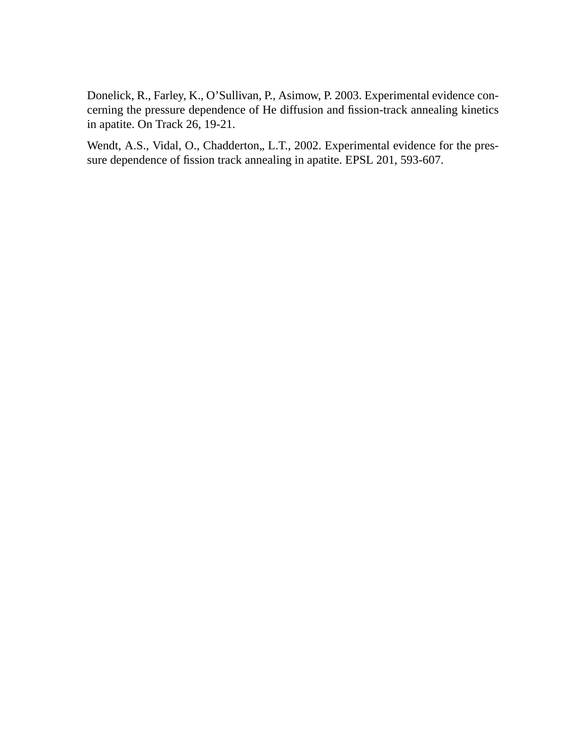Donelick, R., Farley, K., O'Sullivan, P., Asimow, P. 2003. Experimental evidence concerning the pressure dependence of He diffusion and fission-track annealing kinetics in apatite. On Track 26, 19-21.

Wendt, A.S., Vidal, O., Chadderton,, L.T., 2002. Experimental evidence for the pressure dependence of fission track annealing in apatite. EPSL 201, 593-607.